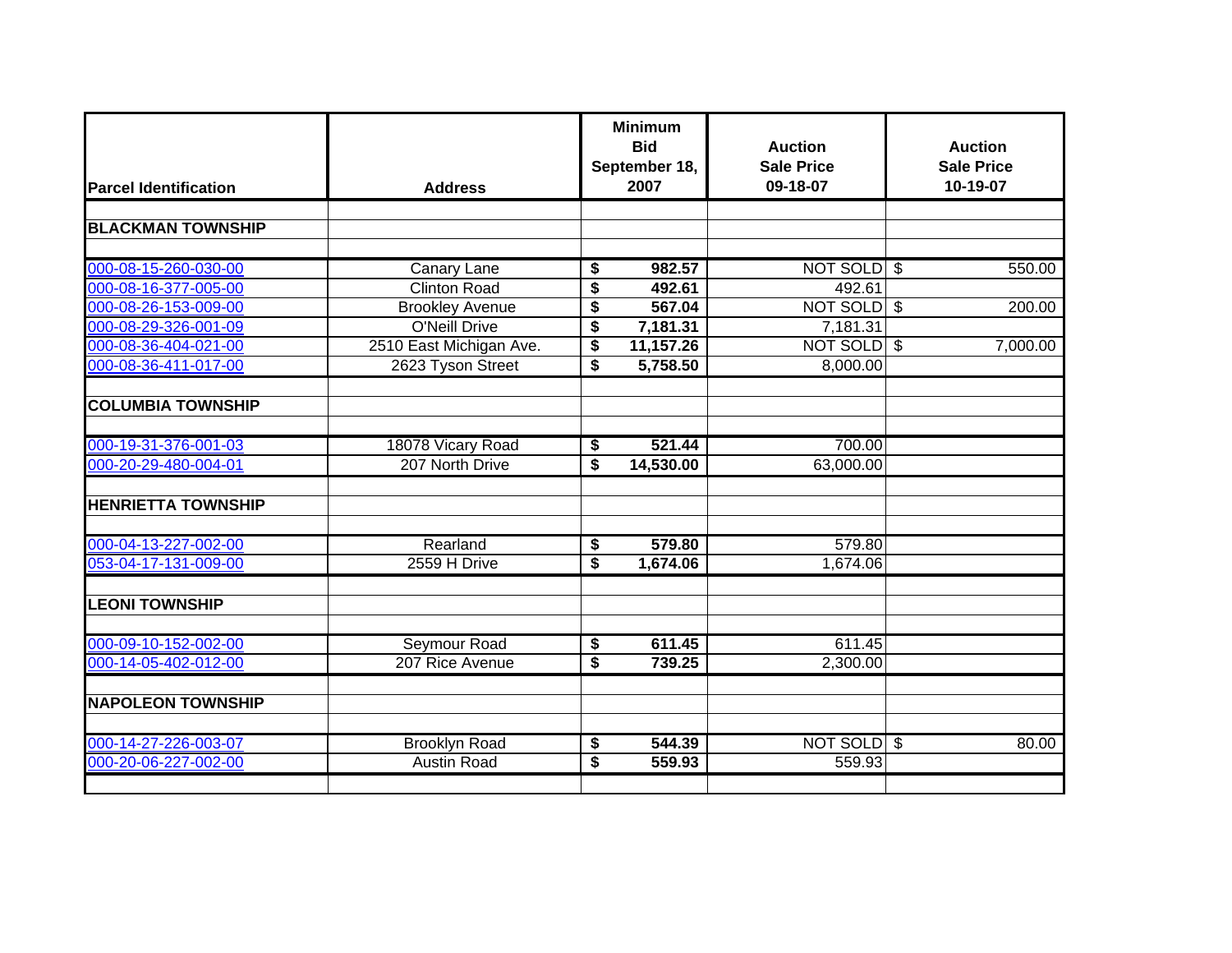| Parcel Identification | Address | Minimum Bid September 18, 2007 | Auction Sale Price 09-18-07 | Auction Sale Price 10-19-07 |
|---|---|---|---|---|
| **BLACKMAN TOWNSHIP** | | | | |
| 000-08-15-260-030-00 | Canary Lane | $ 982.57 | NOT SOLD | $ 550.00 |
| 000-08-16-377-005-00 | Clinton Road | $ 492.61 | 492.61 | |
| 000-08-26-153-009-00 | Brookley Avenue | $ 567.04 | NOT SOLD | $ 200.00 |
| 000-08-29-326-001-09 | O'Neill Drive | $ 7,181.31 | 7,181.31 | |
| 000-08-36-404-021-00 | 2510 East Michigan Ave. | $ 11,157.26 | NOT SOLD | $ 7,000.00 |
| 000-08-36-411-017-00 | 2623 Tyson Street | $ 5,758.50 | 8,000.00 | |
| **COLUMBIA TOWNSHIP** | | | | |
| 000-19-31-376-001-03 | 18078 Vicary Road | $ 521.44 | 700.00 | |
| 000-20-29-480-004-01 | 207 North Drive | $ 14,530.00 | 63,000.00 | |
| **HENRIETTA TOWNSHIP** | | | | |
| 000-04-13-227-002-00 | Rearland | $ 579.80 | 579.80 | |
| 053-04-17-131-009-00 | 2559 H Drive | $ 1,674.06 | 1,674.06 | |
| **LEONI TOWNSHIP** | | | | |
| 000-09-10-152-002-00 | Seymour Road | $ 611.45 | 611.45 | |
| 000-14-05-402-012-00 | 207 Rice Avenue | $ 739.25 | 2,300.00 | |
| **NAPOLEON TOWNSHIP** | | | | |
| 000-14-27-226-003-07 | Brooklyn Road | $ 544.39 | NOT SOLD | $ 80.00 |
| 000-20-06-227-002-00 | Austin Road | $ 559.93 | 559.93 | |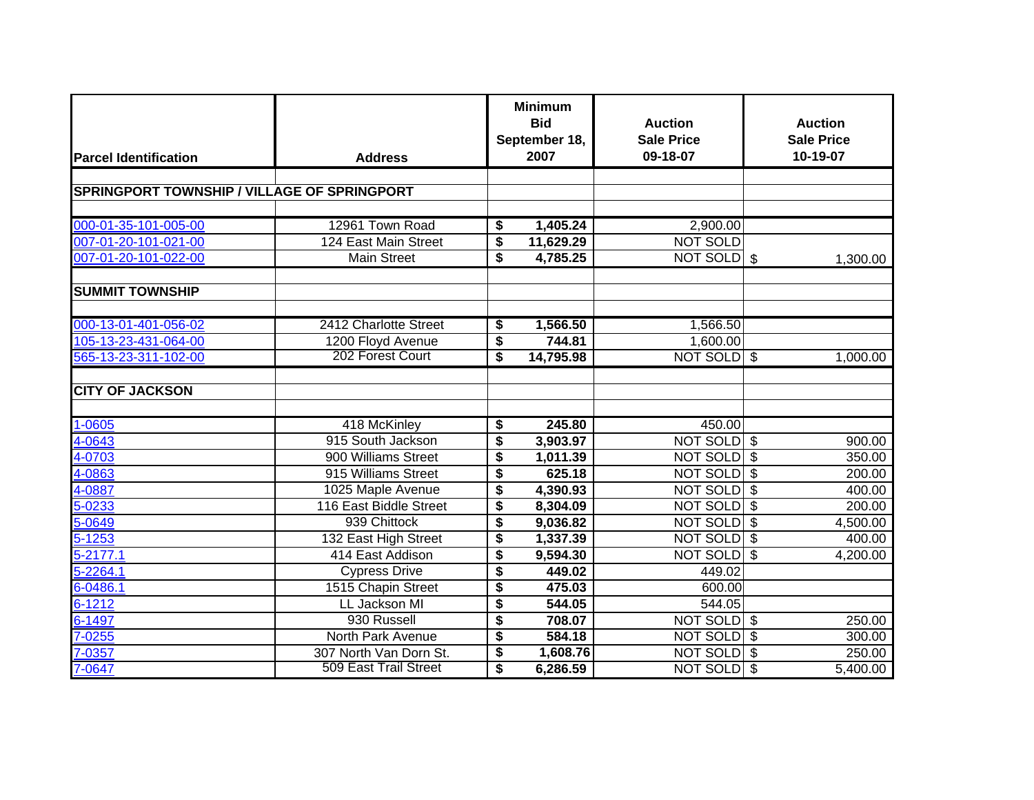| Parcel Identification | Address | Minimum Bid September 18, 2007 | Auction Sale Price 09-18-07 | Auction Sale Price 10-19-07 |
|---|---|---|---|---|
| **SPRINGPORT TOWNSHIP / VILLAGE OF SPRINGPORT** | | | | |
| 000-01-35-101-005-00 | 12961 Town Road | $ 1,405.24 | 2,900.00 | |
| 007-01-20-101-021-00 | 124 East Main Street | $ 11,629.29 | NOT SOLD | |
| 007-01-20-101-022-00 | Main Street | $ 4,785.25 | NOT SOLD | $ 1,300.00 |
| **SUMMIT TOWNSHIP** | | | | |
| 000-13-01-401-056-02 | 2412 Charlotte Street | $ 1,566.50 | 1,566.50 | |
| 105-13-23-431-064-00 | 1200 Floyd Avenue | $ 744.81 | 1,600.00 | |
| 565-13-23-311-102-00 | 202 Forest Court | $ 14,795.98 | NOT SOLD | $ 1,000.00 |
| **CITY OF JACKSON** | | | | |
| 1-0605 | 418 McKinley | $ 245.80 | 450.00 | |
| 4-0643 | 915 South Jackson | $ 3,903.97 | NOT SOLD | $ 900.00 |
| 4-0703 | 900 Williams Street | $ 1,011.39 | NOT SOLD | $ 350.00 |
| 4-0863 | 915 Williams Street | $ 625.18 | NOT SOLD | $ 200.00 |
| 4-0887 | 1025 Maple Avenue | $ 4,390.93 | NOT SOLD | $ 400.00 |
| 5-0233 | 116 East Biddle Street | $ 8,304.09 | NOT SOLD | $ 200.00 |
| 5-0649 | 939 Chittock | $ 9,036.82 | NOT SOLD | $ 4,500.00 |
| 5-1253 | 132 East High Street | $ 1,337.39 | NOT SOLD | $ 400.00 |
| 5-2177.1 | 414 East Addison | $ 9,594.30 | NOT SOLD | $ 4,200.00 |
| 5-2264.1 | Cypress Drive | $ 449.02 | 449.02 | |
| 6-0486.1 | 1515 Chapin Street | $ 475.03 | 600.00 | |
| 6-1212 | LL Jackson MI | $ 544.05 | 544.05 | |
| 6-1497 | 930 Russell | $ 708.07 | NOT SOLD | $ 250.00 |
| 7-0255 | North Park Avenue | $ 584.18 | NOT SOLD | $ 300.00 |
| 7-0357 | 307 North Van Dorn St. | $ 1,608.76 | NOT SOLD | $ 250.00 |
| 7-0647 | 509 East Trail Street | $ 6,286.59 | NOT SOLD | $ 5,400.00 |